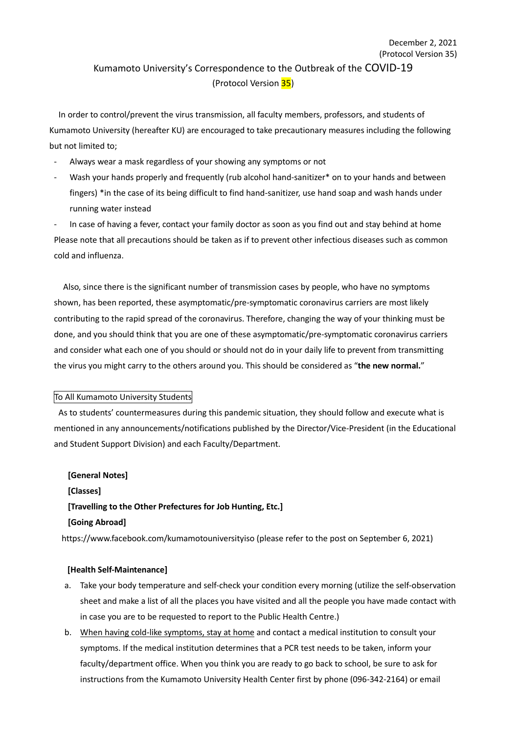December 2, 2021
(Protocol Version 35)

# Kumamoto University's Correspondence to the Outbreak of the COVID-19
(Protocol Version 35)

In order to control/prevent the virus transmission, all faculty members, professors, and students of Kumamoto University (hereafter KU) are encouraged to take precautionary measures including the following but not limited to;

- Always wear a mask regardless of your showing any symptoms or not
- Wash your hands properly and frequently (rub alcohol hand-sanitizer* on to your hands and between fingers) *in the case of its being difficult to find hand-sanitizer, use hand soap and wash hands under running water instead
- In case of having a fever, contact your family doctor as soon as you find out and stay behind at home

Please note that all precautions should be taken as if to prevent other infectious diseases such as common cold and influenza.

Also, since there is the significant number of transmission cases by people, who have no symptoms shown, has been reported, these asymptomatic/pre-symptomatic coronavirus carriers are most likely contributing to the rapid spread of the coronavirus. Therefore, changing the way of your thinking must be done, and you should think that you are one of these asymptomatic/pre-symptomatic coronavirus carriers and consider what each one of you should or should not do in your daily life to prevent from transmitting the virus you might carry to the others around you. This should be considered as "**the new normal.**"

To All Kumamoto University Students

As to students' countermeasures during this pandemic situation, they should follow and execute what is mentioned in any announcements/notifications published by the Director/Vice-President (in the Educational and Student Support Division) and each Faculty/Department.

**[General Notes]**
**[Classes]**
**[Travelling to the Other Prefectures for Job Hunting, Etc.]**
**[Going Abroad]**
https://www.facebook.com/kumamotouniversityiso (please refer to the post on September 6, 2021)

**[Health Self-Maintenance]**

a. Take your body temperature and self-check your condition every morning (utilize the self-observation sheet and make a list of all the places you have visited and all the people you have made contact with in case you are to be requested to report to the Public Health Centre.)
b. When having cold-like symptoms, stay at home and contact a medical institution to consult your symptoms. If the medical institution determines that a PCR test needs to be taken, inform your faculty/department office. When you think you are ready to go back to school, be sure to ask for instructions from the Kumamoto University Health Center first by phone (096-342-2164) or email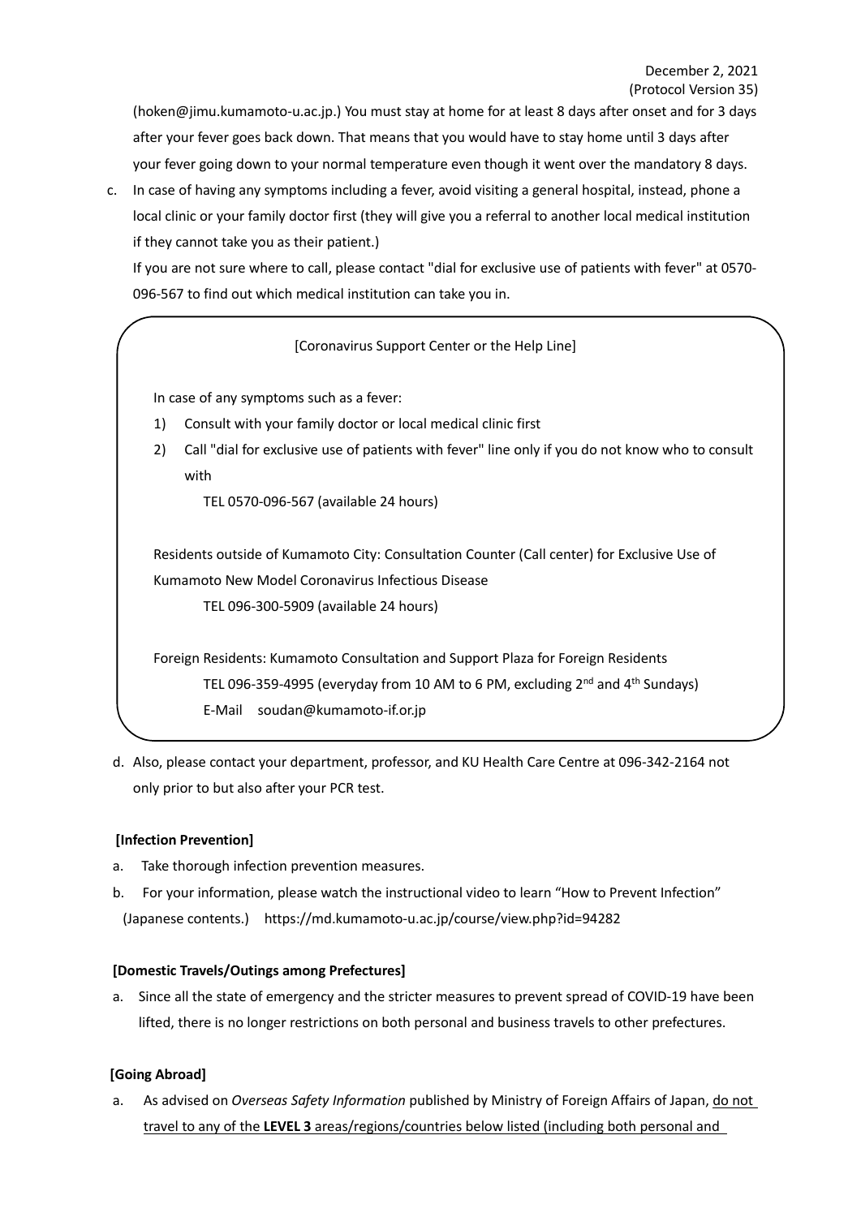(hoken@jimu.kumamoto-u.ac.jp.) You must stay at home for at least 8 days after onset and for 3 days after your fever goes back down. That means that you would have to stay home until 3 days after your fever going down to your normal temperature even though it went over the mandatory 8 days.

c. In case of having any symptoms including a fever, avoid visiting a general hospital, instead, phone a local clinic or your family doctor first (they will give you a referral to another local medical institution if they cannot take you as their patient.)

   If you are not sure where to call, please contact "dial for exclusive use of patients with fever" at 0570-096-567 to find out which medical institution can take you in.

> [Coronavirus Support Center or the Help Line]
>
> In case of any symptoms such as a fever:
>
> 1) Consult with your family doctor or local medical clinic first
> 2) Call "dial for exclusive use of patients with fever" line only if you do not know who to consult with
>
>    TEL 0570-096-567 (available 24 hours)
>
> Residents outside of Kumamoto City: Consultation Counter (Call center) for Exclusive Use of Kumamoto New Model Coronavirus Infectious Disease
>
>    TEL 096-300-5909 (available 24 hours)
>
> Foreign Residents: Kumamoto Consultation and Support Plaza for Foreign Residents
>
>    TEL 096-359-4995 (everyday from 10 AM to 6 PM, excluding 2nd and 4th Sundays)
>
>    E-Mail soudan@kumamoto-if.or.jp

d. Also, please contact your department, professor, and KU Health Care Centre at 096-342-2164 not only prior to but also after your PCR test.

**[Infection Prevention]**

a. Take thorough infection prevention measures.

b. For your information, please watch the instructional video to learn "How to Prevent Infection" (Japanese contents.) https://md.kumamoto-u.ac.jp/course/view.php?id=94282

**[Domestic Travels/Outings among Prefectures]**

a. Since all the state of emergency and the stricter measures to prevent spread of COVID-19 have been lifted, there is no longer restrictions on both personal and business travels to other prefectures.

**[Going Abroad]**

a. As advised on *Overseas Safety Information* published by Ministry of Foreign Affairs of Japan, <u>do not travel to any of the **LEVEL 3** areas/regions/countries below listed (including both personal and</u>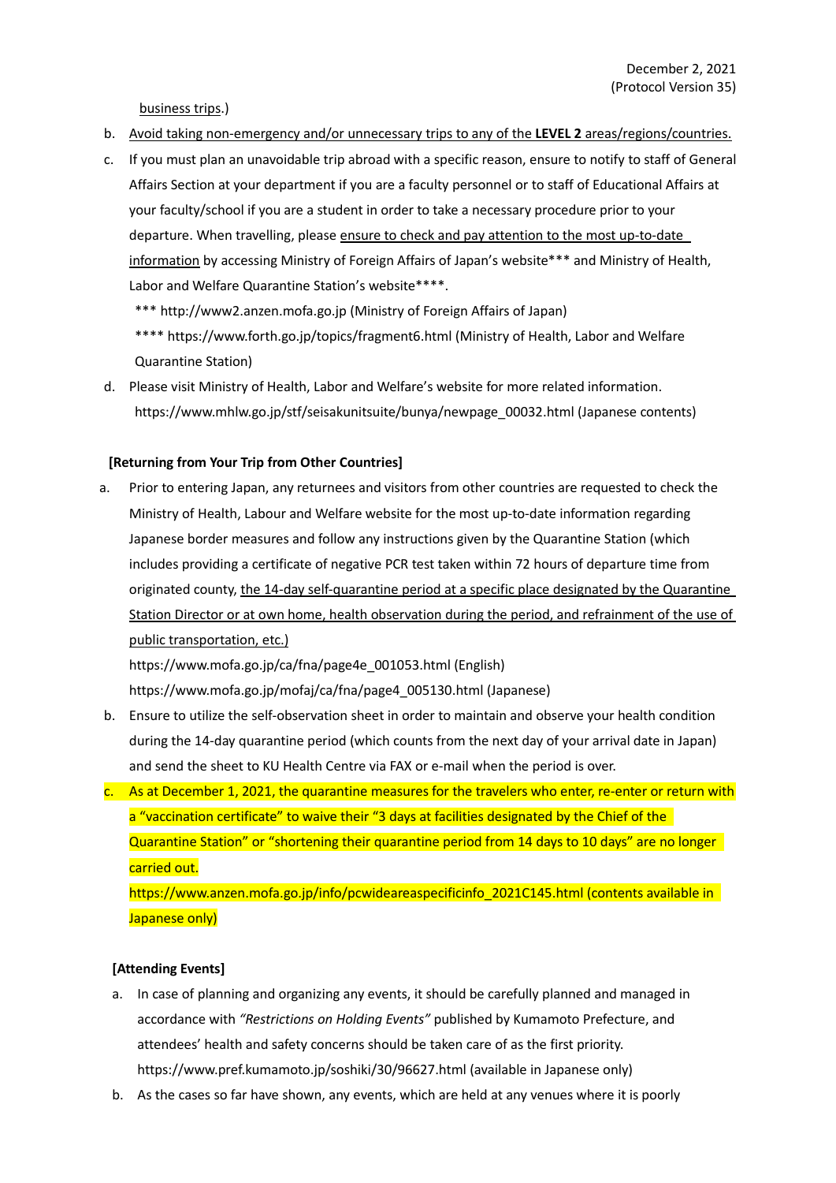business trips.)

b. Avoid taking non-emergency and/or unnecessary trips to any of the **LEVEL 2** areas/regions/countries.

c. If you must plan an unavoidable trip abroad with a specific reason, ensure to notify to staff of General Affairs Section at your department if you are a faculty personnel or to staff of Educational Affairs at your faculty/school if you are a student in order to take a necessary procedure prior to your departure. When travelling, please ensure to check and pay attention to the most up-to-date information by accessing Ministry of Foreign Affairs of Japan's website*** and Ministry of Health, Labor and Welfare Quarantine Station's website****.

   *** http://www2.anzen.mofa.go.jp (Ministry of Foreign Affairs of Japan)

   **** https://www.forth.go.jp/topics/fragment6.html (Ministry of Health, Labor and Welfare Quarantine Station)

d. Please visit Ministry of Health, Labor and Welfare's website for more related information.
   https://www.mhlw.go.jp/stf/seisakunitsuite/bunya/newpage_00032.html (Japanese contents)

**[Returning from Your Trip from Other Countries]**

a. Prior to entering Japan, any returnees and visitors from other countries are requested to check the Ministry of Health, Labour and Welfare website for the most up-to-date information regarding Japanese border measures and follow any instructions given by the Quarantine Station (which includes providing a certificate of negative PCR test taken within 72 hours of departure time from originated county, the 14-day self-quarantine period at a specific place designated by the Quarantine Station Director or at own home, health observation during the period, and refrainment of the use of public transportation, etc.)
   https://www.mofa.go.jp/ca/fna/page4e_001053.html (English)
   https://www.mofa.go.jp/mofaj/ca/fna/page4_005130.html (Japanese)

b. Ensure to utilize the self-observation sheet in order to maintain and observe your health condition during the 14-day quarantine period (which counts from the next day of your arrival date in Japan) and send the sheet to KU Health Centre via FAX or e-mail when the period is over.

c. As at December 1, 2021, the quarantine measures for the travelers who enter, re-enter or return with a "vaccination certificate" to waive their "3 days at facilities designated by the Chief of the Quarantine Station" or "shortening their quarantine period from 14 days to 10 days" are no longer carried out.
   https://www.anzen.mofa.go.jp/info/pcwideareaspecificinfo_2021C145.html (contents available in Japanese only)

**[Attending Events]**

a. In case of planning and organizing any events, it should be carefully planned and managed in accordance with *"Restrictions on Holding Events"* published by Kumamoto Prefecture, and attendees' health and safety concerns should be taken care of as the first priority.
   https://www.pref.kumamoto.jp/soshiki/30/96627.html (available in Japanese only)

b. As the cases so far have shown, any events, which are held at any venues where it is poorly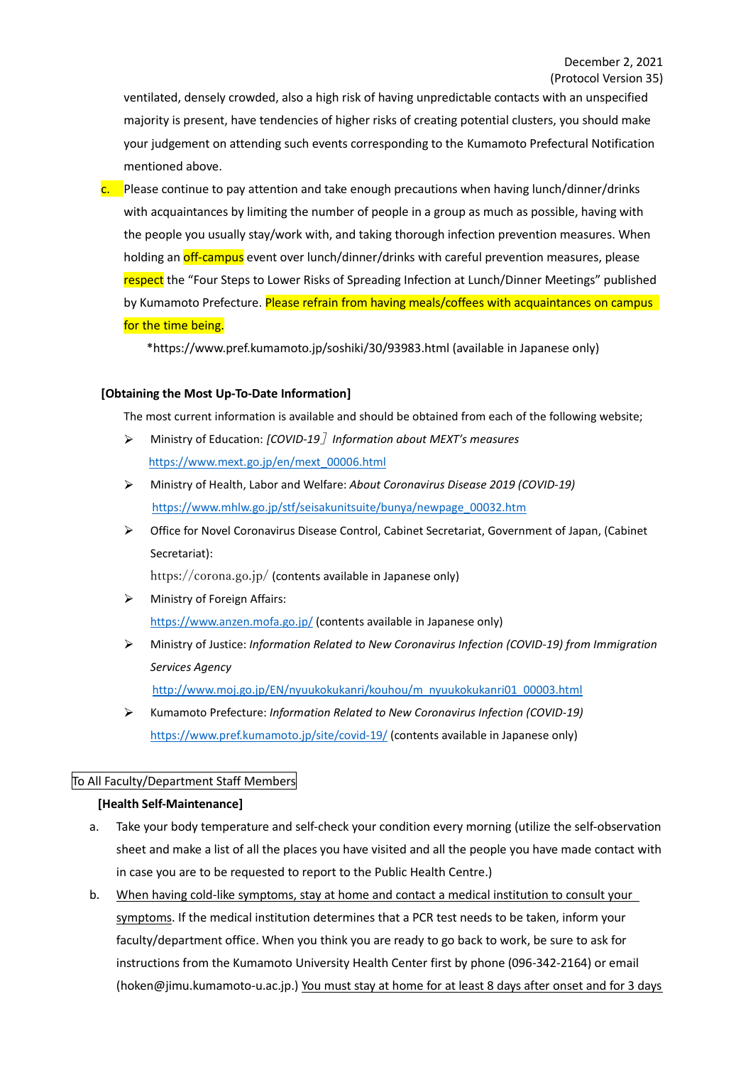ventilated, densely crowded, also a high risk of having unpredictable contacts with an unspecified majority is present, have tendencies of higher risks of creating potential clusters, you should make your judgement on attending such events corresponding to the Kumamoto Prefectural Notification mentioned above.

c. Please continue to pay attention and take enough precautions when having lunch/dinner/drinks with acquaintances by limiting the number of people in a group as much as possible, having with the people you usually stay/work with, and taking thorough infection prevention measures. When holding an off-campus event over lunch/dinner/drinks with careful prevention measures, please respect the "Four Steps to Lower Risks of Spreading Infection at Lunch/Dinner Meetings" published by Kumamoto Prefecture. Please refrain from having meals/coffees with acquaintances on campus for the time being.

*https://www.pref.kumamoto.jp/soshiki/30/93983.html (available in Japanese only)

**[Obtaining the Most Up-To-Date Information]**

The most current information is available and should be obtained from each of the following website;

- Ministry of Education: *[COVID-19] Information about MEXT's measures*
  https://www.mext.go.jp/en/mext_00006.html
- Ministry of Health, Labor and Welfare: *About Coronavirus Disease 2019 (COVID-19)*
  https://www.mhlw.go.jp/stf/seisakunitsuite/bunya/newpage_00032.htm
- Office for Novel Coronavirus Disease Control, Cabinet Secretariat, Government of Japan, (Cabinet Secretariat):
  https://corona.go.jp/ (contents available in Japanese only)
- Ministry of Foreign Affairs:
  https://www.anzen.mofa.go.jp/ (contents available in Japanese only)
- Ministry of Justice: *Information Related to New Coronavirus Infection (COVID-19) from Immigration Services Agency*
  http://www.moj.go.jp/EN/nyuukokukanri/kouhou/m_nyuukokukanri01_00003.html
- Kumamoto Prefecture: *Information Related to New Coronavirus Infection (COVID-19)*
  https://www.pref.kumamoto.jp/site/covid-19/ (contents available in Japanese only)

To All Faculty/Department Staff Members

**[Health Self-Maintenance]**

a. Take your body temperature and self-check your condition every morning (utilize the self-observation sheet and make a list of all the places you have visited and all the people you have made contact with in case you are to be requested to report to the Public Health Centre.)

b. When having cold-like symptoms, stay at home and contact a medical institution to consult your symptoms. If the medical institution determines that a PCR test needs to be taken, inform your faculty/department office. When you think you are ready to go back to work, be sure to ask for instructions from the Kumamoto University Health Center first by phone (096-342-2164) or email (hoken@jimu.kumamoto-u.ac.jp.) You must stay at home for at least 8 days after onset and for 3 days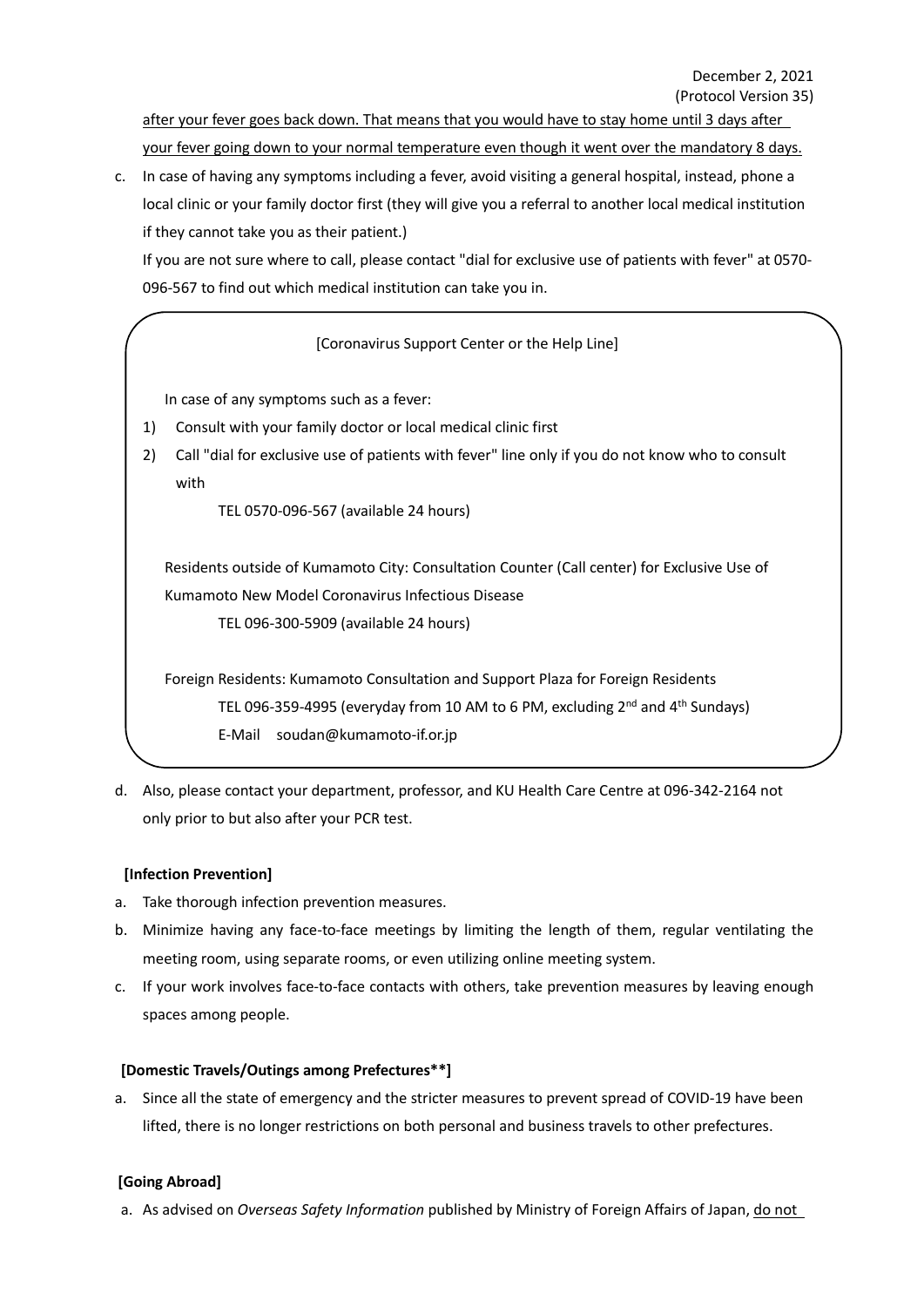after your fever goes back down. That means that you would have to stay home until 3 days after your fever going down to your normal temperature even though it went over the mandatory 8 days.

c. In case of having any symptoms including a fever, avoid visiting a general hospital, instead, phone a local clinic or your family doctor first (they will give you a referral to another local medical institution if they cannot take you as their patient.)

   If you are not sure where to call, please contact "dial for exclusive use of patients with fever" at 0570-096-567 to find out which medical institution can take you in.

[Coronavirus Support Center or the Help Line]

In case of any symptoms such as a fever:

1) Consult with your family doctor or local medical clinic first
2) Call "dial for exclusive use of patients with fever" line only if you do not know who to consult with

   TEL 0570-096-567 (available 24 hours)

Residents outside of Kumamoto City: Consultation Counter (Call center) for Exclusive Use of Kumamoto New Model Coronavirus Infectious Disease

   TEL 096-300-5909 (available 24 hours)

Foreign Residents: Kumamoto Consultation and Support Plaza for Foreign Residents

   TEL 096-359-4995 (everyday from 10 AM to 6 PM, excluding 2nd and 4th Sundays)

   E-Mail soudan@kumamoto-if.or.jp

d. Also, please contact your department, professor, and KU Health Care Centre at 096-342-2164 not only prior to but also after your PCR test.

**[Infection Prevention]**

a. Take thorough infection prevention measures.
b. Minimize having any face-to-face meetings by limiting the length of them, regular ventilating the meeting room, using separate rooms, or even utilizing online meeting system.
c. If your work involves face-to-face contacts with others, take prevention measures by leaving enough spaces among people.

**[Domestic Travels/Outings among Prefectures**]**

a. Since all the state of emergency and the stricter measures to prevent spread of COVID-19 have been lifted, there is no longer restrictions on both personal and business travels to other prefectures.

**[Going Abroad]**

a. As advised on *Overseas Safety Information* published by Ministry of Foreign Affairs of Japan, do not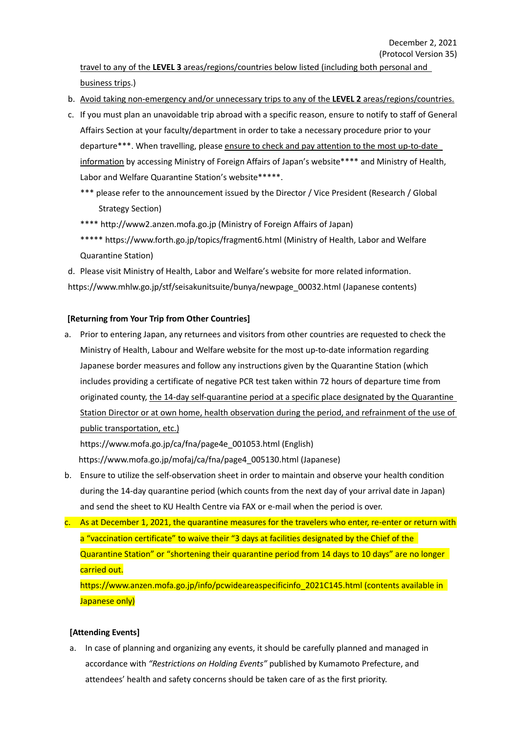travel to any of the **LEVEL 3** areas/regions/countries below listed (including both personal and business trips.)

b. Avoid taking non-emergency and/or unnecessary trips to any of the **LEVEL 2** areas/regions/countries.

c. If you must plan an unavoidable trip abroad with a specific reason, ensure to notify to staff of General Affairs Section at your faculty/department in order to take a necessary procedure prior to your departure***. When travelling, please ensure to check and pay attention to the most up-to-date information by accessing Ministry of Foreign Affairs of Japan's website**** and Ministry of Health, Labor and Welfare Quarantine Station's website*****.

*** please refer to the announcement issued by the Director / Vice President (Research / Global Strategy Section)

**** http://www2.anzen.mofa.go.jp (Ministry of Foreign Affairs of Japan)

***** https://www.forth.go.jp/topics/fragment6.html (Ministry of Health, Labor and Welfare Quarantine Station)

d. Please visit Ministry of Health, Labor and Welfare's website for more related information.

https://www.mhlw.go.jp/stf/seisakunitsuite/bunya/newpage_00032.html (Japanese contents)

**[Returning from Your Trip from Other Countries]**

a. Prior to entering Japan, any returnees and visitors from other countries are requested to check the Ministry of Health, Labour and Welfare website for the most up-to-date information regarding Japanese border measures and follow any instructions given by the Quarantine Station (which includes providing a certificate of negative PCR test taken within 72 hours of departure time from originated county, the 14-day self-quarantine period at a specific place designated by the Quarantine Station Director or at own home, health observation during the period, and refrainment of the use of public transportation, etc.)

   https://www.mofa.go.jp/ca/fna/page4e_001053.html (English)

   https://www.mofa.go.jp/mofaj/ca/fna/page4_005130.html (Japanese)

b. Ensure to utilize the self-observation sheet in order to maintain and observe your health condition during the 14-day quarantine period (which counts from the next day of your arrival date in Japan) and send the sheet to KU Health Centre via FAX or e-mail when the period is over.

c. As at December 1, 2021, the quarantine measures for the travelers who enter, re-enter or return with a "vaccination certificate" to waive their "3 days at facilities designated by the Chief of the Quarantine Station" or "shortening their quarantine period from 14 days to 10 days" are no longer carried out.

   https://www.anzen.mofa.go.jp/info/pcwideareaspecificinfo_2021C145.html (contents available in Japanese only)

**[Attending Events]**

a. In case of planning and organizing any events, it should be carefully planned and managed in accordance with *"Restrictions on Holding Events"* published by Kumamoto Prefecture, and attendees' health and safety concerns should be taken care of as the first priority.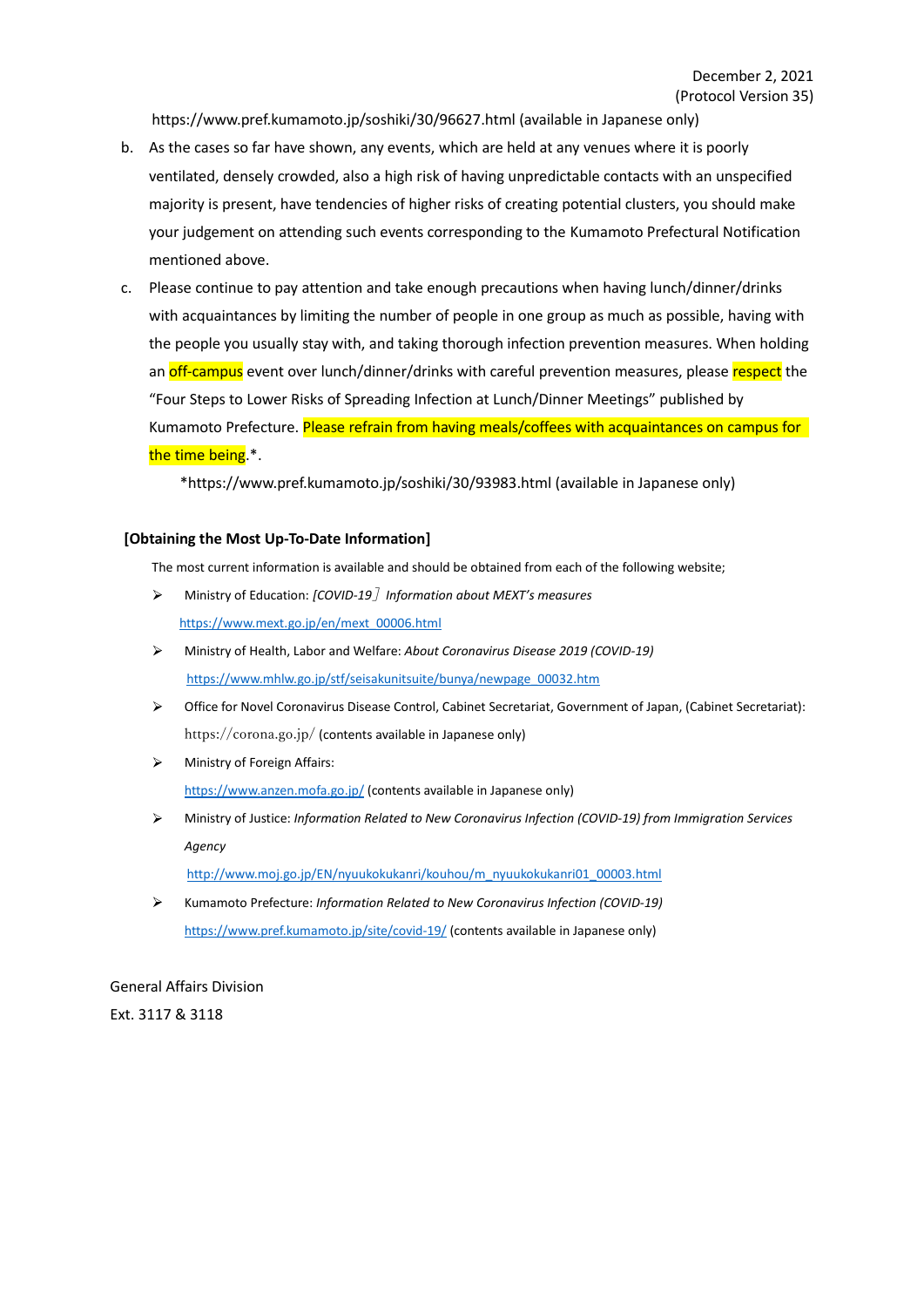https://www.pref.kumamoto.jp/soshiki/30/96627.html (available in Japanese only)

b. As the cases so far have shown, any events, which are held at any venues where it is poorly ventilated, densely crowded, also a high risk of having unpredictable contacts with an unspecified majority is present, have tendencies of higher risks of creating potential clusters, you should make your judgement on attending such events corresponding to the Kumamoto Prefectural Notification mentioned above.

c. Please continue to pay attention and take enough precautions when having lunch/dinner/drinks with acquaintances by limiting the number of people in one group as much as possible, having with the people you usually stay with, and taking thorough infection prevention measures. When holding an off-campus event over lunch/dinner/drinks with careful prevention measures, please respect the "Four Steps to Lower Risks of Spreading Infection at Lunch/Dinner Meetings" published by Kumamoto Prefecture. Please refrain from having meals/coffees with acquaintances on campus for the time being.*.

   *https://www.pref.kumamoto.jp/soshiki/30/93983.html (available in Japanese only)

**[Obtaining the Most Up-To-Date Information]**

The most current information is available and should be obtained from each of the following website;

- Ministry of Education: *[COVID-19］Information about MEXT's measures*
  https://www.mext.go.jp/en/mext_00006.html
- Ministry of Health, Labor and Welfare: *About Coronavirus Disease 2019 (COVID-19)*
  https://www.mhlw.go.jp/stf/seisakunitsuite/bunya/newpage_00032.htm
- Office for Novel Coronavirus Disease Control, Cabinet Secretariat, Government of Japan, (Cabinet Secretariat): https://corona.go.jp/ (contents available in Japanese only)
- Ministry of Foreign Affairs:
  https://www.anzen.mofa.go.jp/ (contents available in Japanese only)
- Ministry of Justice: *Information Related to New Coronavirus Infection (COVID-19) from Immigration Services Agency*
  http://www.moj.go.jp/EN/nyuukokukanri/kouhou/m_nyuukokukanri01_00003.html
- Kumamoto Prefecture: *Information Related to New Coronavirus Infection (COVID-19)*
  https://www.pref.kumamoto.jp/site/covid-19/ (contents available in Japanese only)

General Affairs Division
Ext. 3117 & 3118